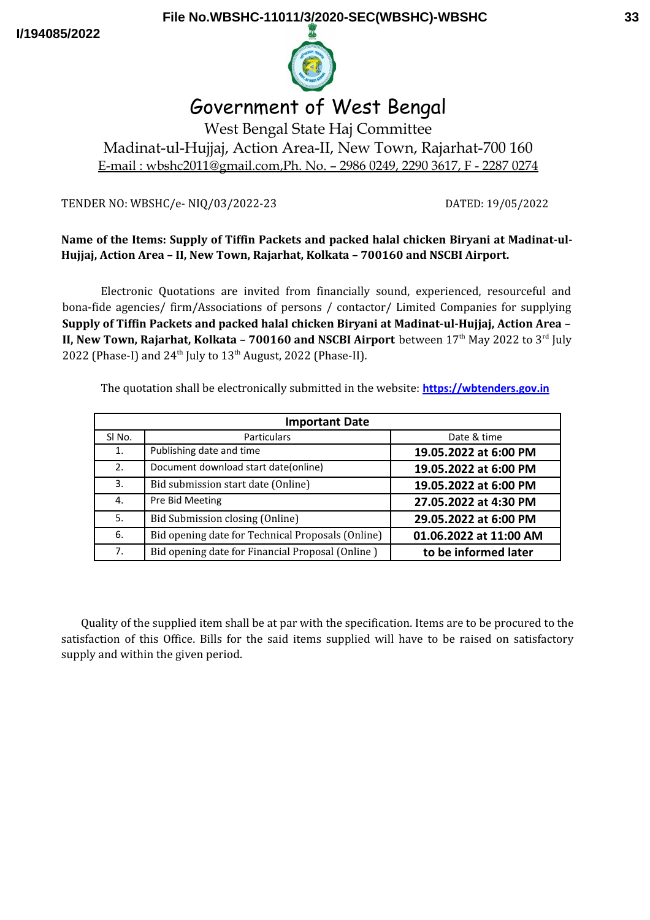# Government of West Bengal

West Bengal State Haj Committee

Madinat-ul-Hujjaj, Action Area-II, New Town, Rajarhat-700 160

E-mail : wbshc2011@gmail.com,Ph. No. – 2986 0249, 2290 3617, F - 2287 0274

TENDER NO: WBSHC/e- NIQ/03/2022-23 DATED: 19/05/2022

**Name of the Items: Supply of Tiffin Packets and packed halal chicken Biryani at Madinat-ul-Hujjaj, Action Area – II, New Town, Rajarhat, Kolkata – 700160 and NSCBI Airport.**

Electronic Quotations are invited from financially sound, experienced, resourceful and bona-fide agencies/ firm/Associations of persons / contactor/ Limited Companies for supplying **Supply of Tiffin Packets and packed halal chicken Biryani at Madinat-ul-Hujjaj, Action Area – II, New Town, Rajarhat, Kolkata – 700160 and NSCBI Airport** between 17th May 2022 to 3rd July 2022 (Phase-I) and 24th July to 13th August, 2022 (Phase-II).

The quotation shall be electronically submitted in the website: **https://wbtenders.gov.in**

| Important Date | | |
|---|---|---|
| Sl No. | Particulars | Date & time |
| 1. | Publishing date and time | **19.05.2022 at 6:00 PM** |
| 2. | Document download start date(online) | **19.05.2022 at 6:00 PM** |
| 3. | Bid submission start date (Online) | **19.05.2022 at 6:00 PM** |
| 4. | Pre Bid Meeting | **27.05.2022 at 4:30 PM** |
| 5. | Bid Submission closing (Online) | **29.05.2022 at 6:00 PM** |
| 6. | Bid opening date for Technical Proposals (Online) | **01.06.2022 at 11:00 AM** |
| 7. | Bid opening date for Financial Proposal (Online ) | **to be informed later** |

Quality of the supplied item shall be at par with the specification. Items are to be procured to the satisfaction of this Office. Bills for the said items supplied will have to be raised on satisfactory supply and within the given period.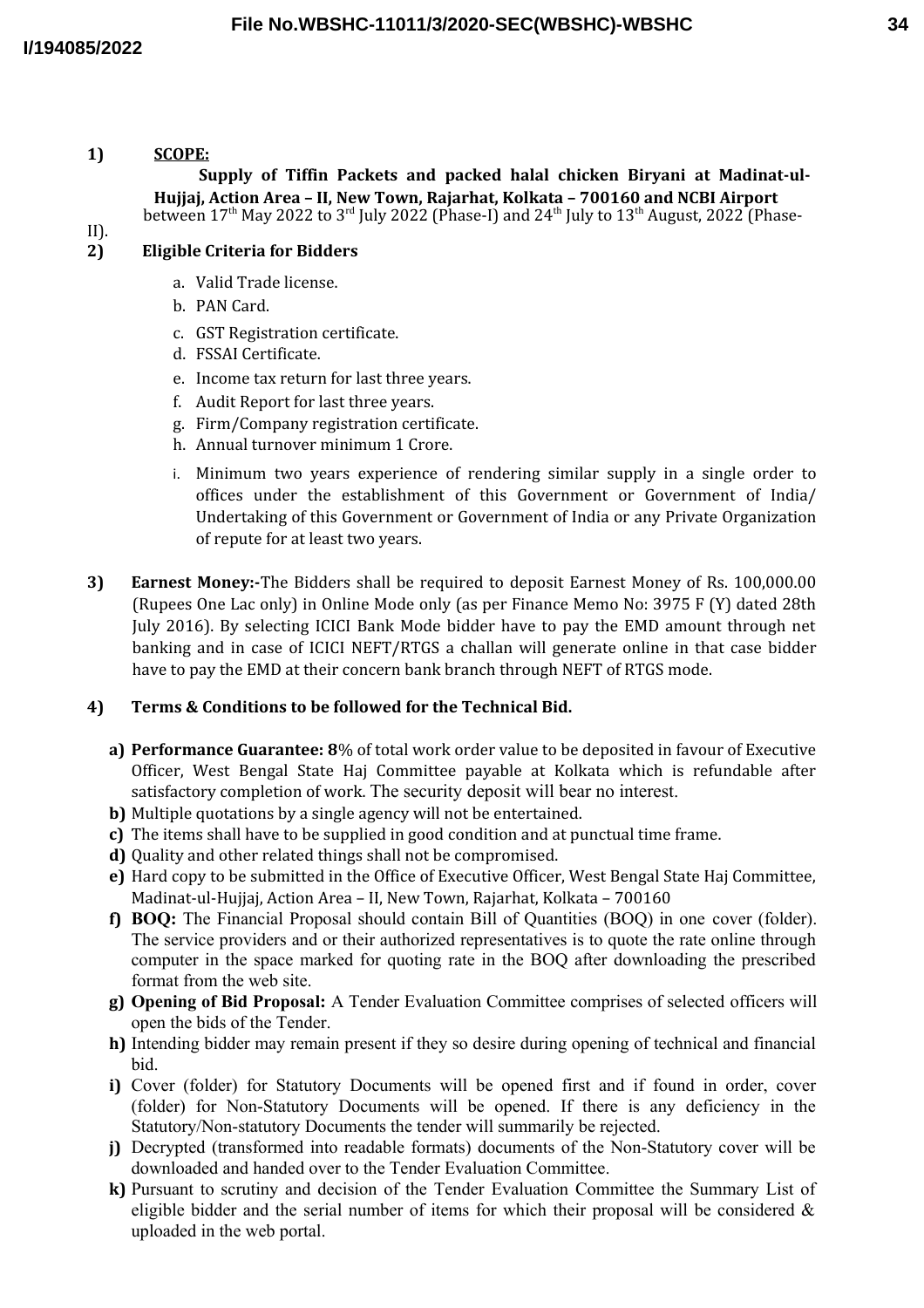**1) SCOPE:**

**Supply of Tiffin Packets and packed halal chicken Biryani at Madinat-ul-Hujjaj, Action Area – II, New Town, Rajarhat, Kolkata – 700160 and NCBI Airport** between 17th May 2022 to 3rd July 2022 (Phase-I) and 24th July to 13th August, 2022 (Phase-II).

**2) Eligible Criteria for Bidders**

a. Valid Trade license.
b. PAN Card.
c. GST Registration certificate.
d. FSSAI Certificate.
e. Income tax return for last three years.
f. Audit Report for last three years.
g. Firm/Company registration certificate.
h. Annual turnover minimum 1 Crore.
i. Minimum two years experience of rendering similar supply in a single order to offices under the establishment of this Government or Government of India/ Undertaking of this Government or Government of India or any Private Organization of repute for at least two years.

**3) Earnest Money:-** The Bidders shall be required to deposit Earnest Money of Rs. 100,000.00 (Rupees One Lac only) in Online Mode only (as per Finance Memo No: 3975 F (Y) dated 28th July 2016). By selecting ICICI Bank Mode bidder have to pay the EMD amount through net banking and in case of ICICI NEFT/RTGS a challan will generate online in that case bidder have to pay the EMD at their concern bank branch through NEFT of RTGS mode.

**4) Terms & Conditions to be followed for the Technical Bid.**

**a) Performance Guarantee: 8**% of total work order value to be deposited in favour of Executive Officer, West Bengal State Haj Committee payable at Kolkata which is refundable after satisfactory completion of work. The security deposit will bear no interest.

**b)** Multiple quotations by a single agency will not be entertained.

**c)** The items shall have to be supplied in good condition and at punctual time frame.

**d)** Quality and other related things shall not be compromised.

**e)** Hard copy to be submitted in the Office of Executive Officer, West Bengal State Haj Committee, Madinat-ul-Hujjaj, Action Area – II, New Town, Rajarhat, Kolkata – 700160

**f) BOQ:** The Financial Proposal should contain Bill of Quantities (BOQ) in one cover (folder). The service providers and or their authorized representatives is to quote the rate online through computer in the space marked for quoting rate in the BOQ after downloading the prescribed format from the web site.

**g) Opening of Bid Proposal:** A Tender Evaluation Committee comprises of selected officers will open the bids of the Tender.

**h)** Intending bidder may remain present if they so desire during opening of technical and financial bid.

**i)** Cover (folder) for Statutory Documents will be opened first and if found in order, cover (folder) for Non-Statutory Documents will be opened. If there is any deficiency in the Statutory/Non-statutory Documents the tender will summarily be rejected.

**j)** Decrypted (transformed into readable formats) documents of the Non-Statutory cover will be downloaded and handed over to the Tender Evaluation Committee.

**k)** Pursuant to scrutiny and decision of the Tender Evaluation Committee the Summary List of eligible bidder and the serial number of items for which their proposal will be considered & uploaded in the web portal.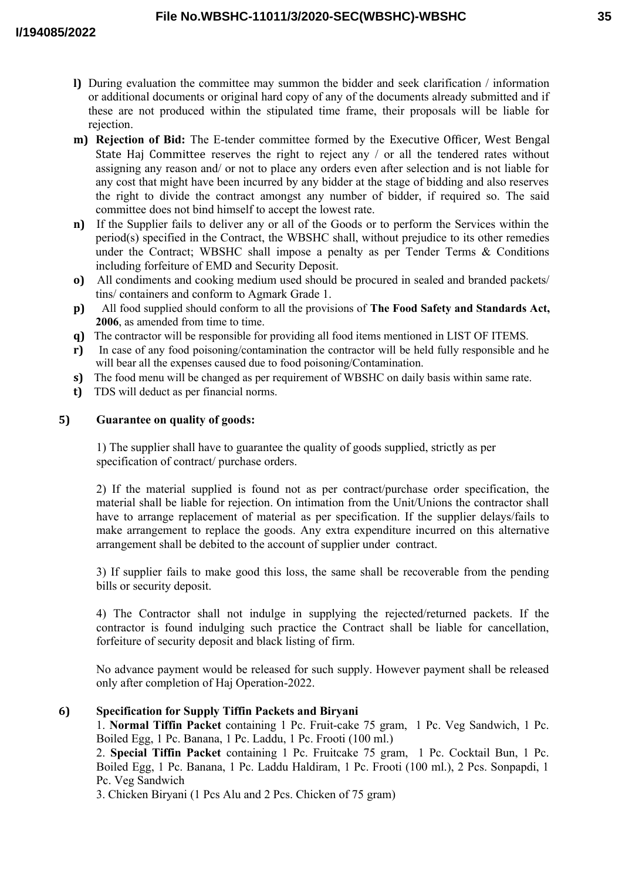l) During evaluation the committee may summon the bidder and seek clarification / information or additional documents or original hard copy of any of the documents already submitted and if these are not produced within the stipulated time frame, their proposals will be liable for rejection.

m) **Rejection of Bid:** The E-tender committee formed by the Executive Officer, West Bengal State Haj Committee reserves the right to reject any / or all the tendered rates without assigning any reason and/ or not to place any orders even after selection and is not liable for any cost that might have been incurred by any bidder at the stage of bidding and also reserves the right to divide the contract amongst any number of bidder, if required so. The said committee does not bind himself to accept the lowest rate.

n) If the Supplier fails to deliver any or all of the Goods or to perform the Services within the period(s) specified in the Contract, the WBSHC shall, without prejudice to its other remedies under the Contract; WBSHC shall impose a penalty as per Tender Terms & Conditions including forfeiture of EMD and Security Deposit.

o) All condiments and cooking medium used should be procured in sealed and branded packets/ tins/ containers and conform to Agmark Grade 1.

p) All food supplied should conform to all the provisions of **The Food Safety and Standards Act, 2006**, as amended from time to time.

q) The contractor will be responsible for providing all food items mentioned in LIST OF ITEMS.

r) In case of any food poisoning/contamination the contractor will be held fully responsible and he will bear all the expenses caused due to food poisoning/Contamination.

s) The food menu will be changed as per requirement of WBSHC on daily basis within same rate.

t) TDS will deduct as per financial norms.

## 5) Guarantee on quality of goods:

1) The supplier shall have to guarantee the quality of goods supplied, strictly as per specification of contract/ purchase orders.

2) If the material supplied is found not as per contract/purchase order specification, the material shall be liable for rejection. On intimation from the Unit/Unions the contractor shall have to arrange replacement of material as per specification. If the supplier delays/fails to make arrangement to replace the goods. Any extra expenditure incurred on this alternative arrangement shall be debited to the account of supplier under contract.

3) If supplier fails to make good this loss, the same shall be recoverable from the pending bills or security deposit.

4) The Contractor shall not indulge in supplying the rejected/returned packets. If the contractor is found indulging such practice the Contract shall be liable for cancellation, forfeiture of security deposit and black listing of firm.

No advance payment would be released for such supply. However payment shall be released only after completion of Haj Operation-2022.

## 6) Specification for Supply Tiffin Packets and Biryani

1. **Normal Tiffin Packet** containing 1 Pc. Fruit-cake 75 gram, 1 Pc. Veg Sandwich, 1 Pc. Boiled Egg, 1 Pc. Banana, 1 Pc. Laddu, 1 Pc. Frooti (100 ml.)
2. **Special Tiffin Packet** containing 1 Pc. Fruitcake 75 gram, 1 Pc. Cocktail Bun, 1 Pc. Boiled Egg, 1 Pc. Banana, 1 Pc. Laddu Haldiram, 1 Pc. Frooti (100 ml.), 2 Pcs. Sonpapdi, 1 Pc. Veg Sandwich
3. Chicken Biryani (1 Pcs Alu and 2 Pcs. Chicken of 75 gram)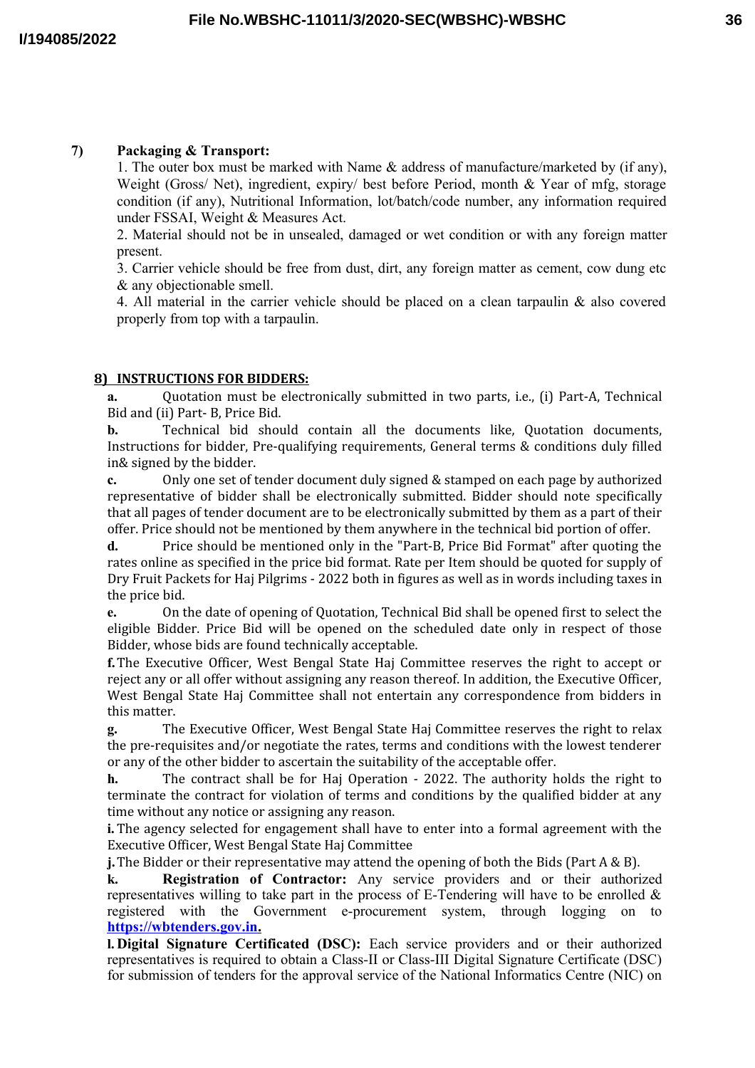**7) Packaging & Transport:**

1. The outer box must be marked with Name & address of manufacture/marketed by (if any), Weight (Gross/ Net), ingredient, expiry/ best before Period, month & Year of mfg, storage condition (if any), Nutritional Information, lot/batch/code number, any information required under FSSAI, Weight & Measures Act.
2. Material should not be in unsealed, damaged or wet condition or with any foreign matter present.
3. Carrier vehicle should be free from dust, dirt, any foreign matter as cement, cow dung etc & any objectionable smell.
4. All material in the carrier vehicle should be placed on a clean tarpaulin & also covered properly from top with a tarpaulin.

**8) INSTRUCTIONS FOR BIDDERS:**

**a.** Quotation must be electronically submitted in two parts, i.e., (i) Part-A, Technical Bid and (ii) Part- B, Price Bid.

**b.** Technical bid should contain all the documents like, Quotation documents, Instructions for bidder, Pre-qualifying requirements, General terms & conditions duly filled in& signed by the bidder.

**c.** Only one set of tender document duly signed & stamped on each page by authorized representative of bidder shall be electronically submitted. Bidder should note specifically that all pages of tender document are to be electronically submitted by them as a part of their offer. Price should not be mentioned by them anywhere in the technical bid portion of offer.

**d.** Price should be mentioned only in the "Part-B, Price Bid Format" after quoting the rates online as specified in the price bid format. Rate per Item should be quoted for supply of Dry Fruit Packets for Haj Pilgrims - 2022 both in figures as well as in words including taxes in the price bid.

**e.** On the date of opening of Quotation, Technical Bid shall be opened first to select the eligible Bidder. Price Bid will be opened on the scheduled date only in respect of those Bidder, whose bids are found technically acceptable.

**f.** The Executive Officer, West Bengal State Haj Committee reserves the right to accept or reject any or all offer without assigning any reason thereof. In addition, the Executive Officer, West Bengal State Haj Committee shall not entertain any correspondence from bidders in this matter.

**g.** The Executive Officer, West Bengal State Haj Committee reserves the right to relax the pre-requisites and/or negotiate the rates, terms and conditions with the lowest tenderer or any of the other bidder to ascertain the suitability of the acceptable offer.

**h.** The contract shall be for Haj Operation - 2022. The authority holds the right to terminate the contract for violation of terms and conditions by the qualified bidder at any time without any notice or assigning any reason.

**i.** The agency selected for engagement shall have to enter into a formal agreement with the Executive Officer, West Bengal State Haj Committee

**j.** The Bidder or their representative may attend the opening of both the Bids (Part A & B).

**k. Registration of Contractor:** Any service providers and or their authorized representatives willing to take part in the process of E-Tendering will have to be enrolled & registered with the Government e-procurement system, through logging on to **https://wbtenders.gov.in.**

**l. Digital Signature Certificated (DSC):** Each service providers and or their authorized representatives is required to obtain a Class-II or Class-III Digital Signature Certificate (DSC) for submission of tenders for the approval service of the National Informatics Centre (NIC) on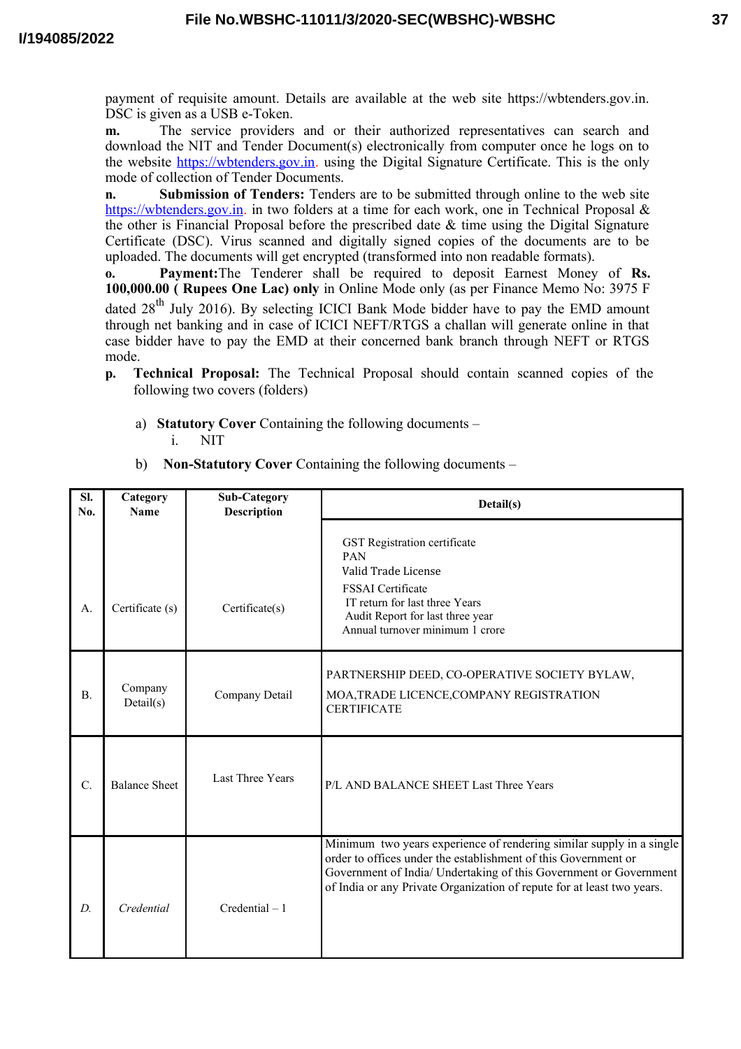payment of requisite amount. Details are available at the web site https://wbtenders.gov.in. DSC is given as a USB e-Token.

**m.** The service providers and or their authorized representatives can search and download the NIT and Tender Document(s) electronically from computer once he logs on to the website https://wbtenders.gov.in. using the Digital Signature Certificate. This is the only mode of collection of Tender Documents.

**n.** **Submission of Tenders:** Tenders are to be submitted through online to the web site https://wbtenders.gov.in. in two folders at a time for each work, one in Technical Proposal & the other is Financial Proposal before the prescribed date & time using the Digital Signature Certificate (DSC). Virus scanned and digitally signed copies of the documents are to be uploaded. The documents will get encrypted (transformed into non readable formats).

**o.** **Payment:**The Tenderer shall be required to deposit Earnest Money of **Rs. 100,000.00 ( Rupees One Lac) only** in Online Mode only (as per Finance Memo No: 3975 F dated 28th July 2016). By selecting ICICI Bank Mode bidder have to pay the EMD amount through net banking and in case of ICICI NEFT/RTGS a challan will generate online in that case bidder have to pay the EMD at their concerned bank branch through NEFT or RTGS mode.

**p.** **Technical Proposal:** The Technical Proposal should contain scanned copies of the following two covers (folders)

a) **Statutory Cover** Containing the following documents –
   i. NIT

b) **Non-Statutory Cover** Containing the following documents –

| Sl. No. | Category Name | Sub-Category Description | Detail(s) |
|---|---|---|---|
| A. | Certificate (s) | Certificate(s) | GST Registration certificate<br>PAN<br>Valid Trade License<br>FSSAI Certificate<br>IT return for last three Years<br>Audit Report for last three year<br>Annual turnover minimum 1 crore |
| B. | Company Detail(s) | Company Detail | PARTNERSHIP DEED, CO-OPERATIVE SOCIETY BYLAW, MOA,TRADE LICENCE,COMPANY REGISTRATION CERTIFICATE |
| C. | Balance Sheet | Last Three Years | P/L AND BALANCE SHEET Last Three Years |
| *D.* | *Credential* | Credential – 1 | Minimum two years experience of rendering similar supply in a single order to offices under the establishment of this Government or Government of India/ Undertaking of this Government or Government of India or any Private Organization of repute for at least two years. |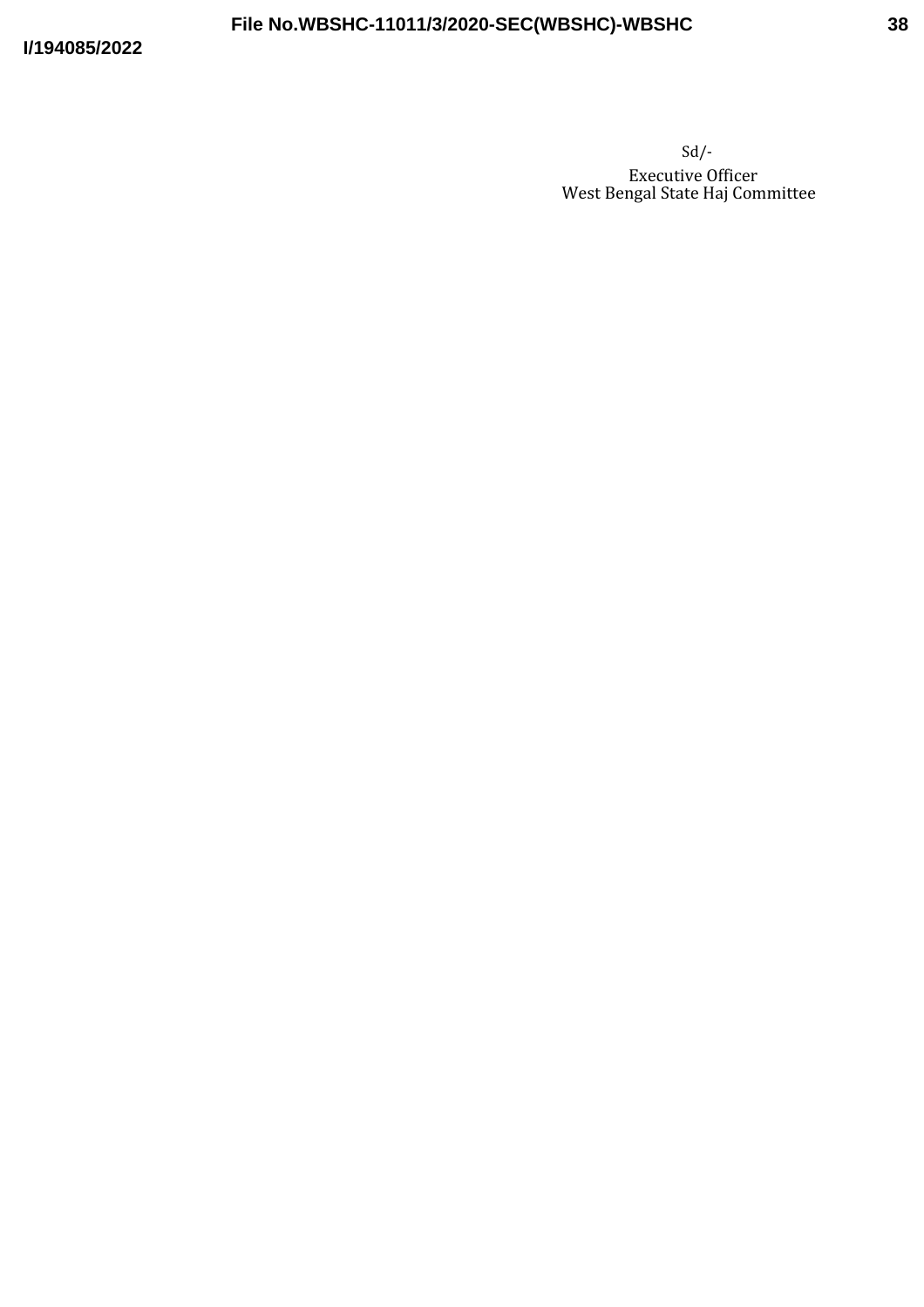Sd/-

Executive Officer
West Bengal State Haj Committee